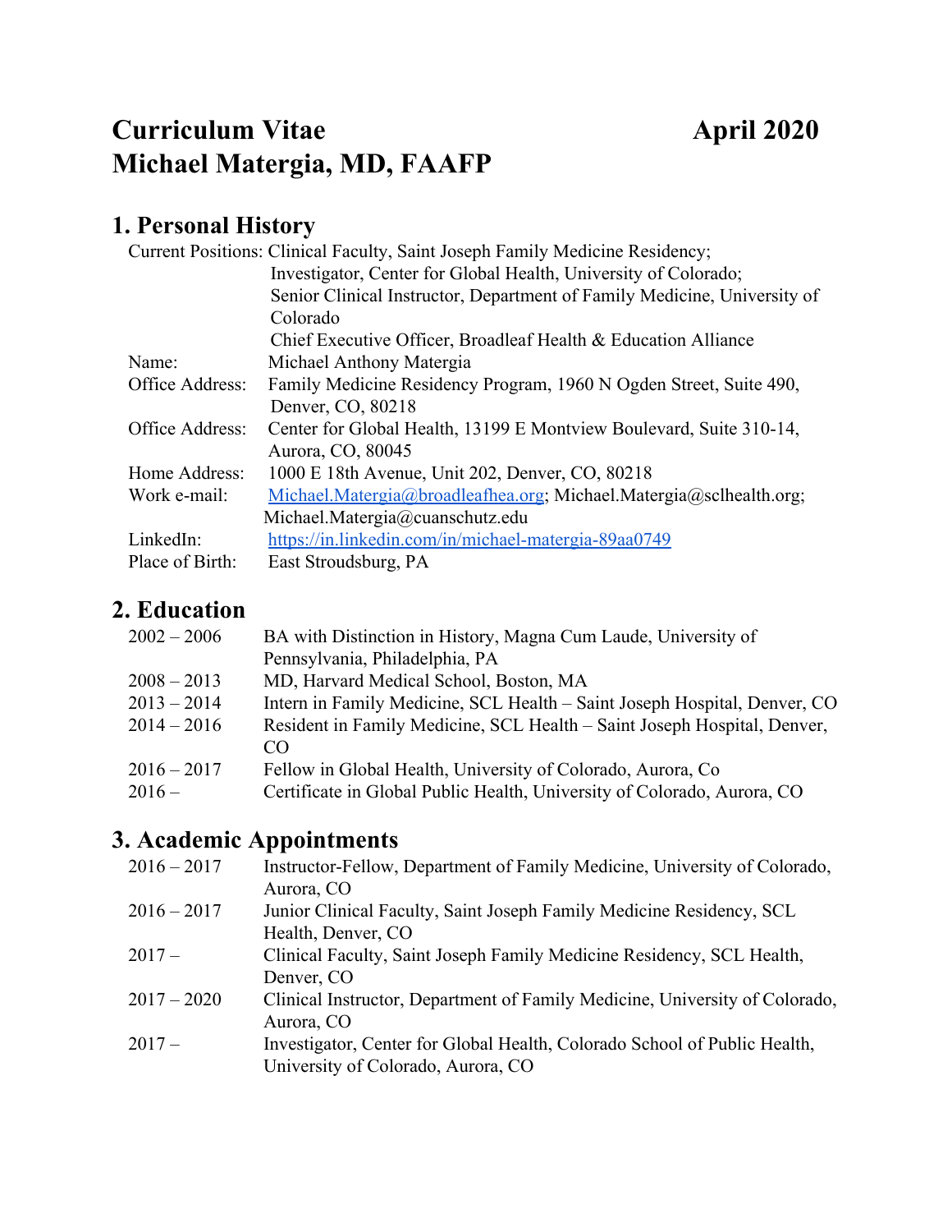# Curriculum Vitae April 2020
# Michael Matergia, MD, FAAFP

## 1. Personal History

| | |
|---|---|
| Current Positions: | Clinical Faculty, Saint Joseph Family Medicine Residency; Investigator, Center for Global Health, University of Colorado; Senior Clinical Instructor, Department of Family Medicine, University of Colorado Chief Executive Officer, Broadleaf Health & Education Alliance |
| Name: | Michael Anthony Matergia |
| Office Address: | Family Medicine Residency Program, 1960 N Ogden Street, Suite 490, Denver, CO, 80218 |
| Office Address: | Center for Global Health, 13199 E Montview Boulevard, Suite 310-14, Aurora, CO, 80045 |
| Home Address: | 1000 E 18th Avenue, Unit 202, Denver, CO, 80218 |
| Work e-mail: | Michael.Matergia@broadleafhea.org; Michael.Matergia@sclhealth.org; Michael.Matergia@cuanschutz.edu |
| LinkedIn: | https://in.linkedin.com/in/michael-matergia-89aa0749 |
| Place of Birth: | East Stroudsburg, PA |

## 2. Education

| | |
|---|---|
| 2002 – 2006 | BA with Distinction in History, Magna Cum Laude, University of Pennsylvania, Philadelphia, PA |
| 2008 – 2013 | MD, Harvard Medical School, Boston, MA |
| 2013 – 2014 | Intern in Family Medicine, SCL Health – Saint Joseph Hospital, Denver, CO |
| 2014 – 2016 | Resident in Family Medicine, SCL Health – Saint Joseph Hospital, Denver, CO |
| 2016 – 2017 | Fellow in Global Health, University of Colorado, Aurora, Co |
| 2016 – | Certificate in Global Public Health, University of Colorado, Aurora, CO |

## 3. Academic Appointments

| | |
|---|---|
| 2016 – 2017 | Instructor-Fellow, Department of Family Medicine, University of Colorado, Aurora, CO |
| 2016 – 2017 | Junior Clinical Faculty, Saint Joseph Family Medicine Residency, SCL Health, Denver, CO |
| 2017 – | Clinical Faculty, Saint Joseph Family Medicine Residency, SCL Health, Denver, CO |
| 2017 – 2020 | Clinical Instructor, Department of Family Medicine, University of Colorado, Aurora, CO |
| 2017 – | Investigator, Center for Global Health, Colorado School of Public Health, University of Colorado, Aurora, CO |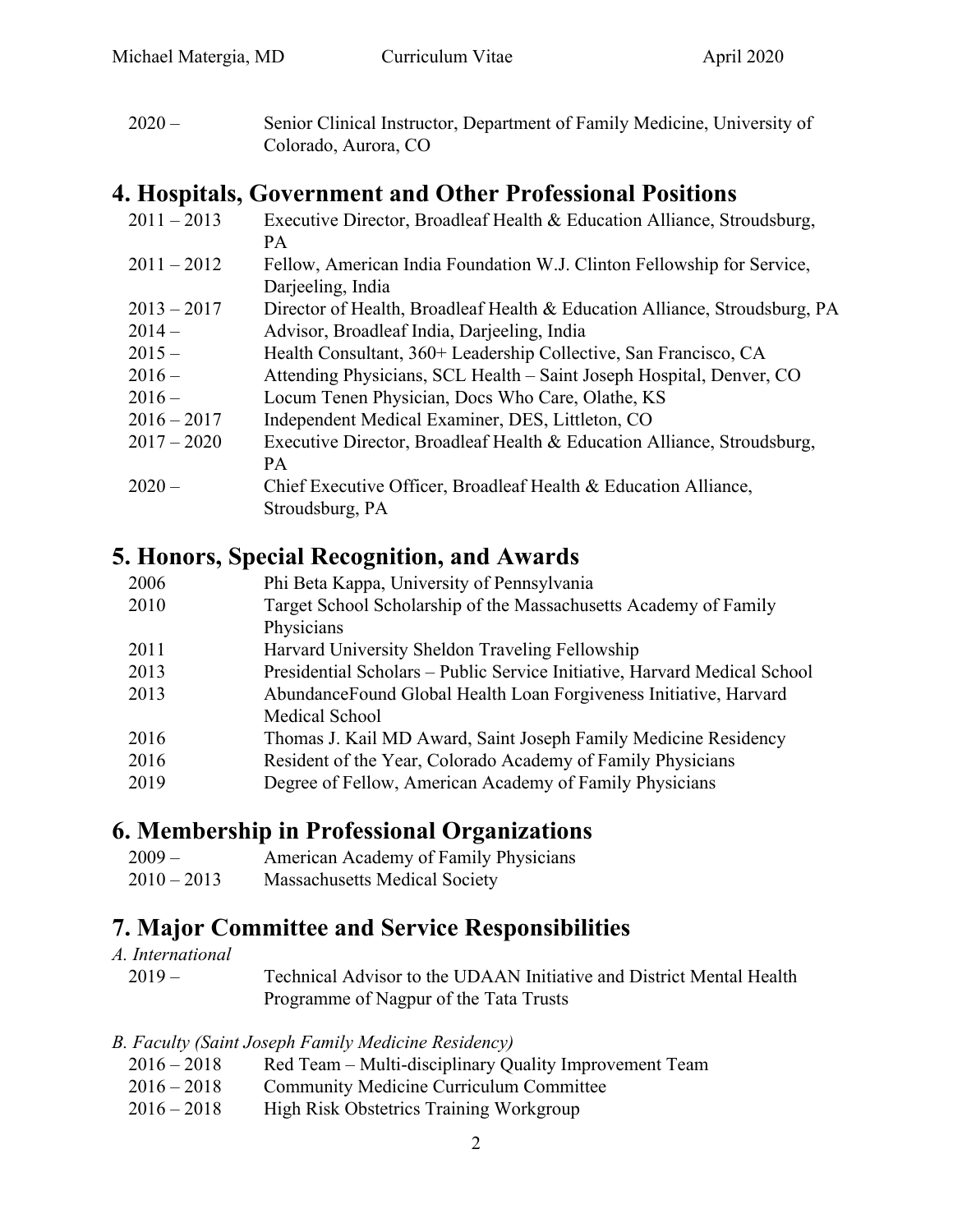| | |
|---|---|
| 2020 – | Senior Clinical Instructor, Department of Family Medicine, University of Colorado, Aurora, CO |

## 4. Hospitals, Government and Other Professional Positions

| | |
|---|---|
| 2011 – 2013 | Executive Director, Broadleaf Health & Education Alliance, Stroudsburg, PA |
| 2011 – 2012 | Fellow, American India Foundation W.J. Clinton Fellowship for Service, Darjeeling, India |
| 2013 – 2017 | Director of Health, Broadleaf Health & Education Alliance, Stroudsburg, PA |
| 2014 – | Advisor, Broadleaf India, Darjeeling, India |
| 2015 – | Health Consultant, 360+ Leadership Collective, San Francisco, CA |
| 2016 – | Attending Physicians, SCL Health – Saint Joseph Hospital, Denver, CO |
| 2016 – | Locum Tenen Physician, Docs Who Care, Olathe, KS |
| 2016 – 2017 | Independent Medical Examiner, DES, Littleton, CO |
| 2017 – 2020 | Executive Director, Broadleaf Health & Education Alliance, Stroudsburg, PA |
| 2020 – | Chief Executive Officer, Broadleaf Health & Education Alliance, Stroudsburg, PA |

## 5. Honors, Special Recognition, and Awards

| | |
|---|---|
| 2006 | Phi Beta Kappa, University of Pennsylvania |
| 2010 | Target School Scholarship of the Massachusetts Academy of Family Physicians |
| 2011 | Harvard University Sheldon Traveling Fellowship |
| 2013 | Presidential Scholars – Public Service Initiative, Harvard Medical School |
| 2013 | AbundanceFound Global Health Loan Forgiveness Initiative, Harvard Medical School |
| 2016 | Thomas J. Kail MD Award, Saint Joseph Family Medicine Residency |
| 2016 | Resident of the Year, Colorado Academy of Family Physicians |
| 2019 | Degree of Fellow, American Academy of Family Physicians |

## 6. Membership in Professional Organizations

| | |
|---|---|
| 2009 – | American Academy of Family Physicians |
| 2010 – 2013 | Massachusetts Medical Society |

## 7. Major Committee and Service Responsibilities

*A. International*

| | |
|---|---|
| 2019 – | Technical Advisor to the UDAAN Initiative and District Mental Health Programme of Nagpur of the Tata Trusts |

*B. Faculty (Saint Joseph Family Medicine Residency)*

| | |
|---|---|
| 2016 – 2018 | Red Team – Multi-disciplinary Quality Improvement Team |
| 2016 – 2018 | Community Medicine Curriculum Committee |
| 2016 – 2018 | High Risk Obstetrics Training Workgroup |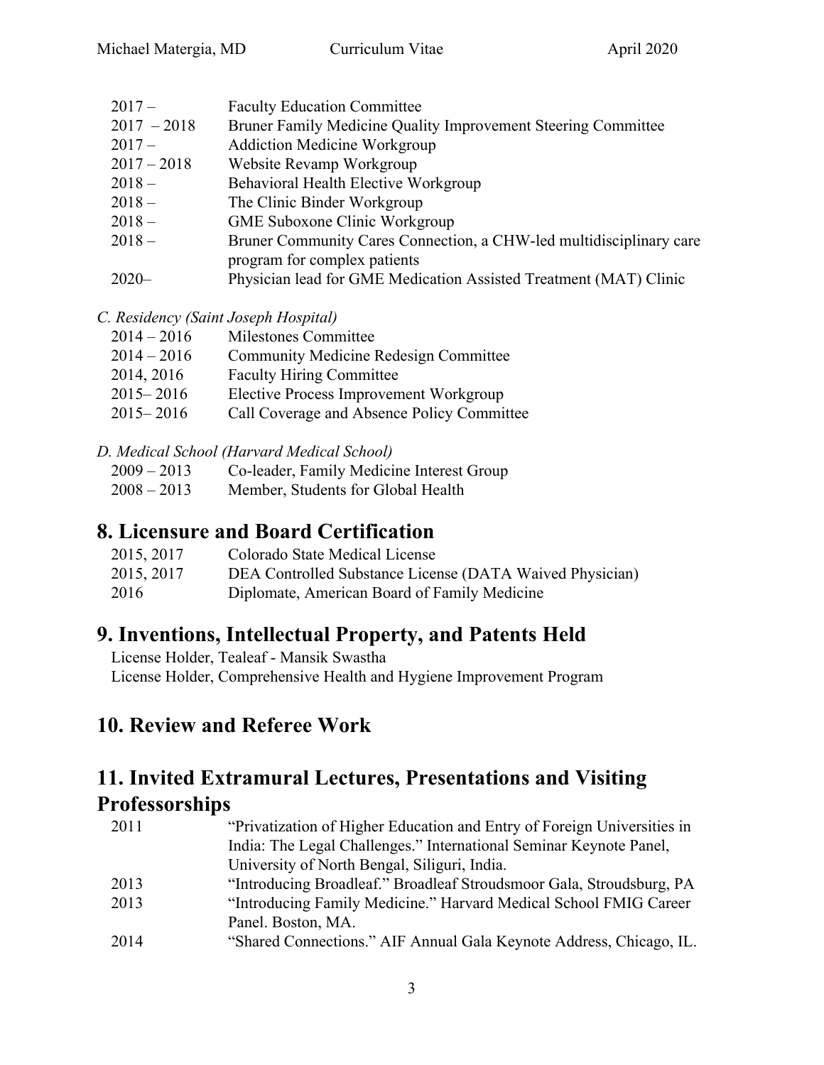| | |
|---|---|
| 2017 – | Faculty Education Committee |
| 2017 – 2018 | Bruner Family Medicine Quality Improvement Steering Committee |
| 2017 – | Addiction Medicine Workgroup |
| 2017 – 2018 | Website Revamp Workgroup |
| 2018 – | Behavioral Health Elective Workgroup |
| 2018 – | The Clinic Binder Workgroup |
| 2018 – | GME Suboxone Clinic Workgroup |
| 2018 – | Bruner Community Cares Connection, a CHW-led multidisciplinary care program for complex patients |
| 2020– | Physician lead for GME Medication Assisted Treatment (MAT) Clinic |

*C. Residency (Saint Joseph Hospital)*

| | |
|---|---|
| 2014 – 2016 | Milestones Committee |
| 2014 – 2016 | Community Medicine Redesign Committee |
| 2014, 2016 | Faculty Hiring Committee |
| 2015– 2016 | Elective Process Improvement Workgroup |
| 2015– 2016 | Call Coverage and Absence Policy Committee |

*D. Medical School (Harvard Medical School)*

| | |
|---|---|
| 2009 – 2013 | Co-leader, Family Medicine Interest Group |
| 2008 – 2013 | Member, Students for Global Health |

## 8. Licensure and Board Certification

| | |
|---|---|
| 2015, 2017 | Colorado State Medical License |
| 2015, 2017 | DEA Controlled Substance License (DATA Waived Physician) |
| 2016 | Diplomate, American Board of Family Medicine |

## 9. Inventions, Intellectual Property, and Patents Held

License Holder, Tealeaf - Mansik Swastha
License Holder, Comprehensive Health and Hygiene Improvement Program

## 10. Review and Referee Work

## 11. Invited Extramural Lectures, Presentations and Visiting Professorships

| | |
|---|---|
| 2011 | "Privatization of Higher Education and Entry of Foreign Universities in India: The Legal Challenges." International Seminar Keynote Panel, University of North Bengal, Siliguri, India. |
| 2013 | "Introducing Broadleaf." Broadleaf Stroudsmoor Gala, Stroudsburg, PA |
| 2013 | "Introducing Family Medicine." Harvard Medical School FMIG Career Panel. Boston, MA. |
| 2014 | "Shared Connections." AIF Annual Gala Keynote Address, Chicago, IL. |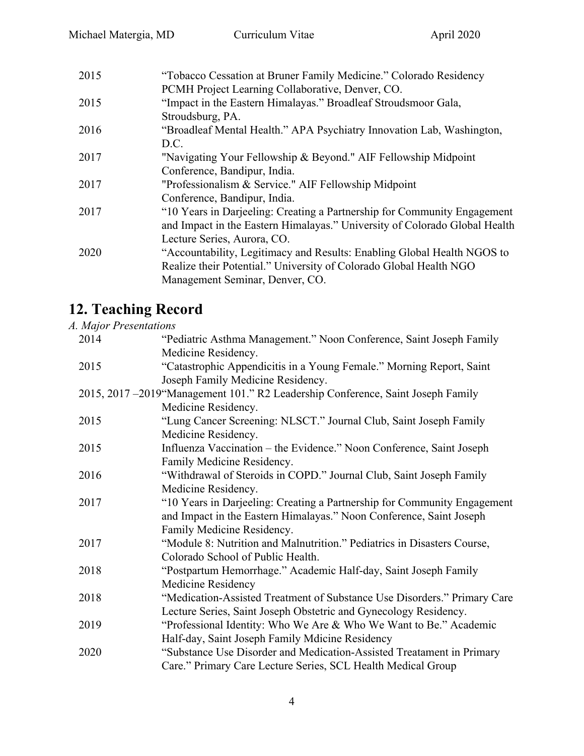| | |
|---|---|
| 2015 | "Tobacco Cessation at Bruner Family Medicine." Colorado Residency PCMH Project Learning Collaborative, Denver, CO. |
| 2015 | "Impact in the Eastern Himalayas." Broadleaf Stroudsmoor Gala, Stroudsburg, PA. |
| 2016 | "Broadleaf Mental Health." APA Psychiatry Innovation Lab, Washington, D.C. |
| 2017 | "Navigating Your Fellowship & Beyond." AIF Fellowship Midpoint Conference, Bandipur, India. |
| 2017 | "Professionalism & Service." AIF Fellowship Midpoint Conference, Bandipur, India. |
| 2017 | "10 Years in Darjeeling: Creating a Partnership for Community Engagement and Impact in the Eastern Himalayas." University of Colorado Global Health Lecture Series, Aurora, CO. |
| 2020 | "Accountability, Legitimacy and Results: Enabling Global Health NGOS to Realize their Potential." University of Colorado Global Health NGO Management Seminar, Denver, CO. |

# 12. Teaching Record

*A. Major Presentations*

| | |
|---|---|
| 2014 | "Pediatric Asthma Management." Noon Conference, Saint Joseph Family Medicine Residency. |
| 2015 | "Catastrophic Appendicitis in a Young Female." Morning Report, Saint Joseph Family Medicine Residency. |
| 2015, 2017 –2019 | "Management 101." R2 Leadership Conference, Saint Joseph Family Medicine Residency. |
| 2015 | "Lung Cancer Screening: NLSCT." Journal Club, Saint Joseph Family Medicine Residency. |
| 2015 | Influenza Vaccination – the Evidence." Noon Conference, Saint Joseph Family Medicine Residency. |
| 2016 | "Withdrawal of Steroids in COPD." Journal Club, Saint Joseph Family Medicine Residency. |
| 2017 | "10 Years in Darjeeling: Creating a Partnership for Community Engagement and Impact in the Eastern Himalayas." Noon Conference, Saint Joseph Family Medicine Residency. |
| 2017 | "Module 8: Nutrition and Malnutrition." Pediatrics in Disasters Course, Colorado School of Public Health. |
| 2018 | "Postpartum Hemorrhage." Academic Half-day, Saint Joseph Family Medicine Residency |
| 2018 | "Medication-Assisted Treatment of Substance Use Disorders." Primary Care Lecture Series, Saint Joseph Obstetric and Gynecology Residency. |
| 2019 | "Professional Identity: Who We Are & Who We Want to Be." Academic Half-day, Saint Joseph Family Mdicine Residency |
| 2020 | "Substance Use Disorder and Medication-Assisted Treatament in Primary Care." Primary Care Lecture Series, SCL Health Medical Group |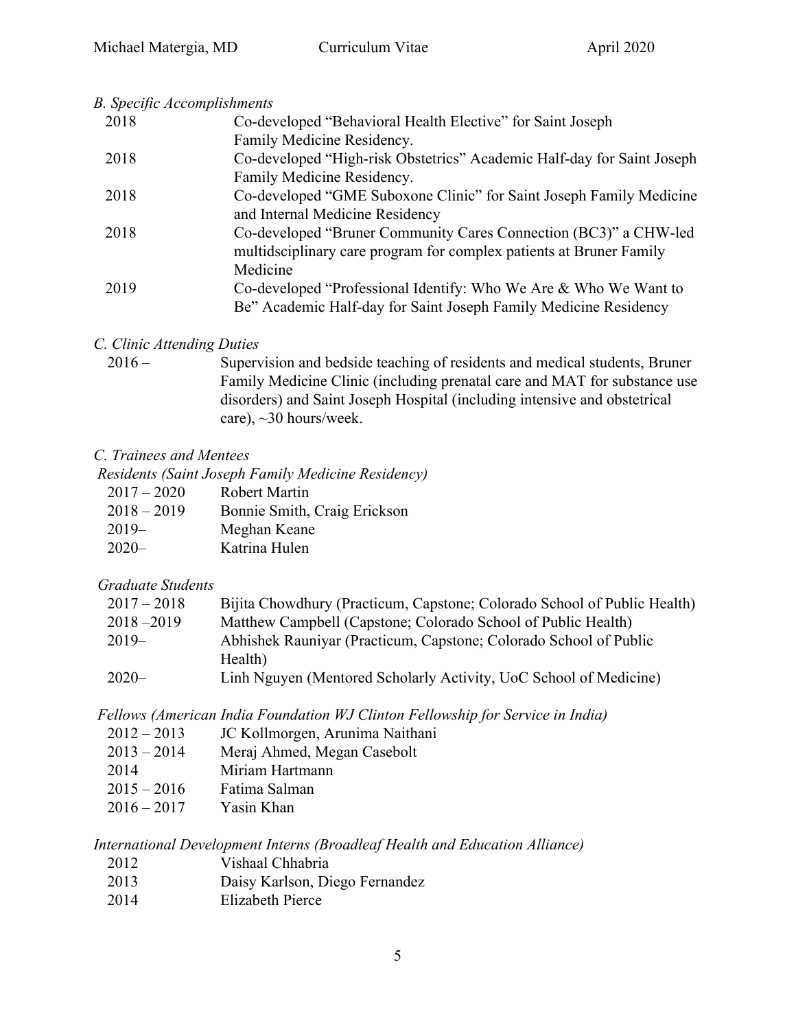*B. Specific Accomplishments*

| | |
|---|---|
| 2018 | Co-developed "Behavioral Health Elective" for Saint Joseph Family Medicine Residency. |
| 2018 | Co-developed "High-risk Obstetrics" Academic Half-day for Saint Joseph Family Medicine Residency. |
| 2018 | Co-developed "GME Suboxone Clinic" for Saint Joseph Family Medicine and Internal Medicine Residency |
| 2018 | Co-developed "Bruner Community Cares Connection (BC3)" a CHW-led multidsciplinary care program for complex patients at Bruner Family Medicine |
| 2019 | Co-developed "Professional Identify: Who We Are & Who We Want to Be" Academic Half-day for Saint Joseph Family Medicine Residency |

*C. Clinic Attending Duties*

| | |
|---|---|
| 2016 – | Supervision and bedside teaching of residents and medical students, Bruner Family Medicine Clinic (including prenatal care and MAT for substance use disorders) and Saint Joseph Hospital (including intensive and obstetrical care), ~30 hours/week. |

*C. Trainees and Mentees*

*Residents (Saint Joseph Family Medicine Residency)*

| | |
|---|---|
| 2017 – 2020 | Robert Martin |
| 2018 – 2019 | Bonnie Smith, Craig Erickson |
| 2019– | Meghan Keane |
| 2020– | Katrina Hulen |

*Graduate Students*

| | |
|---|---|
| 2017 – 2018 | Bijita Chowdhury (Practicum, Capstone; Colorado School of Public Health) |
| 2018 –2019 | Matthew Campbell (Capstone; Colorado School of Public Health) |
| 2019– | Abhishek Rauniyar (Practicum, Capstone; Colorado School of Public Health) |
| 2020– | Linh Nguyen (Mentored Scholarly Activity, UoC School of Medicine) |

*Fellows (American India Foundation WJ Clinton Fellowship for Service in India)*

| | |
|---|---|
| 2012 – 2013 | JC Kollmorgen, Arunima Naithani |
| 2013 – 2014 | Meraj Ahmed, Megan Casebolt |
| 2014 | Miriam Hartmann |
| 2015 – 2016 | Fatima Salman |
| 2016 – 2017 | Yasin Khan |

*International Development Interns (Broadleaf Health and Education Alliance)*

| | |
|---|---|
| 2012 | Vishaal Chhabria |
| 2013 | Daisy Karlson, Diego Fernandez |
| 2014 | Elizabeth Pierce |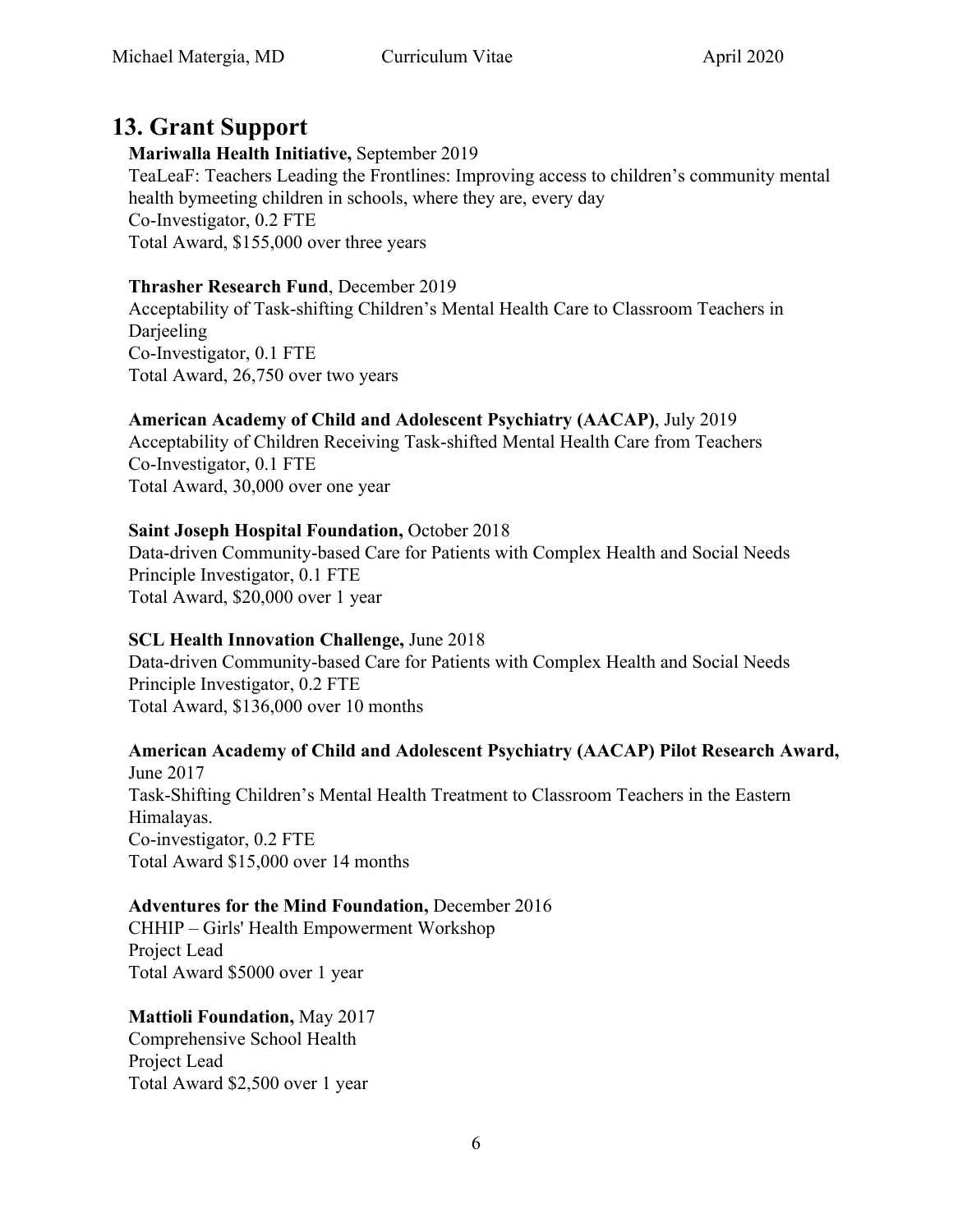## 13. Grant Support

**Mariwalla Health Initiative,** September 2019
TeaLeaF: Teachers Leading the Frontlines: Improving access to children's community mental health bymeeting children in schools, where they are, every day
Co-Investigator, 0.2 FTE
Total Award, $155,000 over three years

**Thrasher Research Fund**, December 2019
Acceptability of Task-shifting Children's Mental Health Care to Classroom Teachers in Darjeeling
Co-Investigator, 0.1 FTE
Total Award, 26,750 over two years

**American Academy of Child and Adolescent Psychiatry (AACAP)**, July 2019
Acceptability of Children Receiving Task-shifted Mental Health Care from Teachers
Co-Investigator, 0.1 FTE
Total Award, 30,000 over one year

**Saint Joseph Hospital Foundation,** October 2018
Data-driven Community-based Care for Patients with Complex Health and Social Needs
Principle Investigator, 0.1 FTE
Total Award, $20,000 over 1 year

**SCL Health Innovation Challenge,** June 2018
Data-driven Community-based Care for Patients with Complex Health and Social Needs
Principle Investigator, 0.2 FTE
Total Award, $136,000 over 10 months

**American Academy of Child and Adolescent Psychiatry (AACAP) Pilot Research Award,** June 2017
Task-Shifting Children's Mental Health Treatment to Classroom Teachers in the Eastern Himalayas.
Co-investigator, 0.2 FTE
Total Award $15,000 over 14 months

**Adventures for the Mind Foundation,** December 2016
CHHIP – Girls' Health Empowerment Workshop
Project Lead
Total Award $5000 over 1 year

**Mattioli Foundation,** May 2017
Comprehensive School Health
Project Lead
Total Award $2,500 over 1 year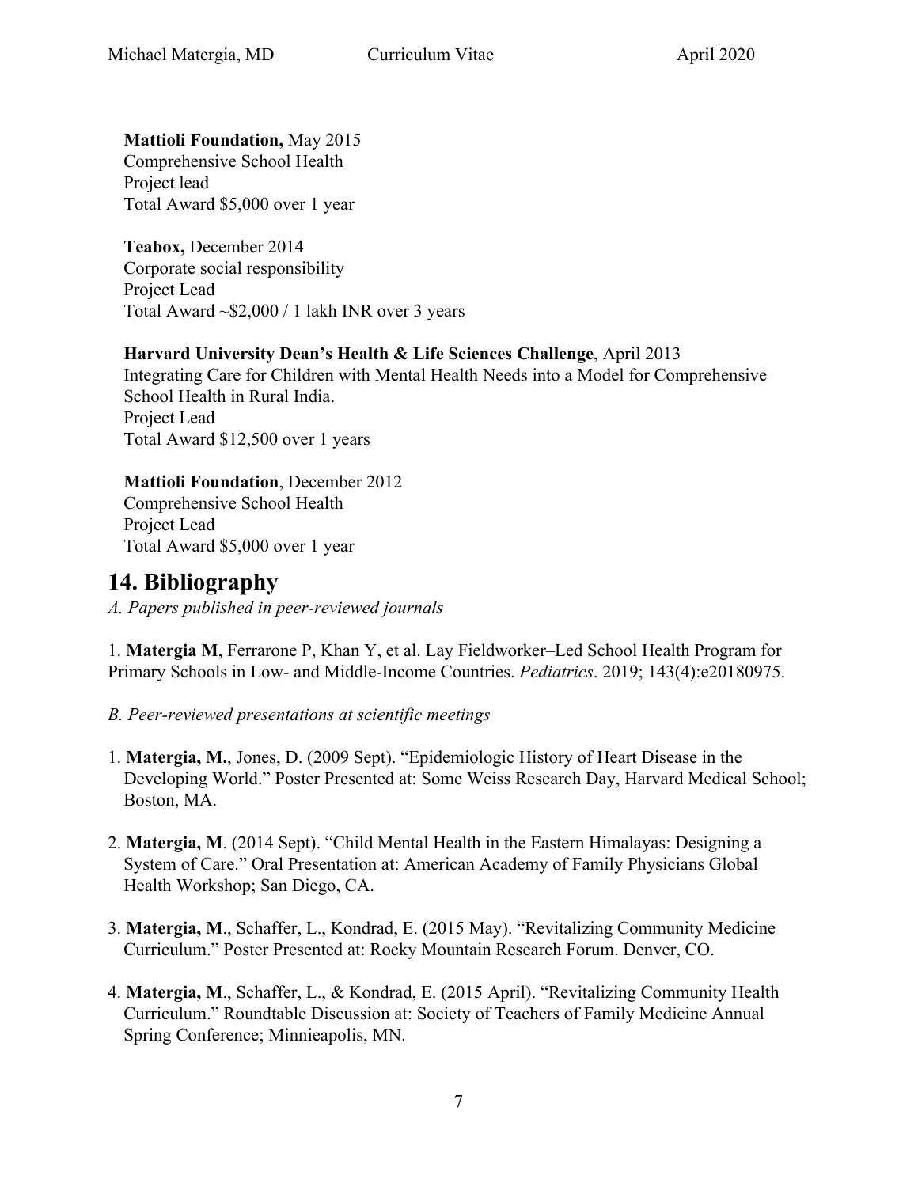**Mattioli Foundation,** May 2015
Comprehensive School Health
Project lead
Total Award $5,000 over 1 year

**Teabox,** December 2014
Corporate social responsibility
Project Lead
Total Award ~$2,000 / 1 lakh INR over 3 years

**Harvard University Dean's Health & Life Sciences Challenge**, April 2013
Integrating Care for Children with Mental Health Needs into a Model for Comprehensive School Health in Rural India.
Project Lead
Total Award $12,500 over 1 years

**Mattioli Foundation**, December 2012
Comprehensive School Health
Project Lead
Total Award $5,000 over 1 year

## 14. Bibliography

*A. Papers published in peer-reviewed journals*

1. **Matergia M**, Ferrarone P, Khan Y, et al. Lay Fieldworker–Led School Health Program for Primary Schools in Low- and Middle-Income Countries. *Pediatrics*. 2019; 143(4):e20180975.

*B. Peer-reviewed presentations at scientific meetings*

1. **Matergia, M.**, Jones, D. (2009 Sept). "Epidemiologic History of Heart Disease in the Developing World." Poster Presented at: Some Weiss Research Day, Harvard Medical School; Boston, MA.

2. **Matergia, M**. (2014 Sept). "Child Mental Health in the Eastern Himalayas: Designing a System of Care." Oral Presentation at: American Academy of Family Physicians Global Health Workshop; San Diego, CA.

3. **Matergia, M**., Schaffer, L., Kondrad, E. (2015 May). "Revitalizing Community Medicine Curriculum." Poster Presented at: Rocky Mountain Research Forum. Denver, CO.

4. **Matergia, M**., Schaffer, L., & Kondrad, E. (2015 April). "Revitalizing Community Health Curriculum." Roundtable Discussion at: Society of Teachers of Family Medicine Annual Spring Conference; Minnieapolis, MN.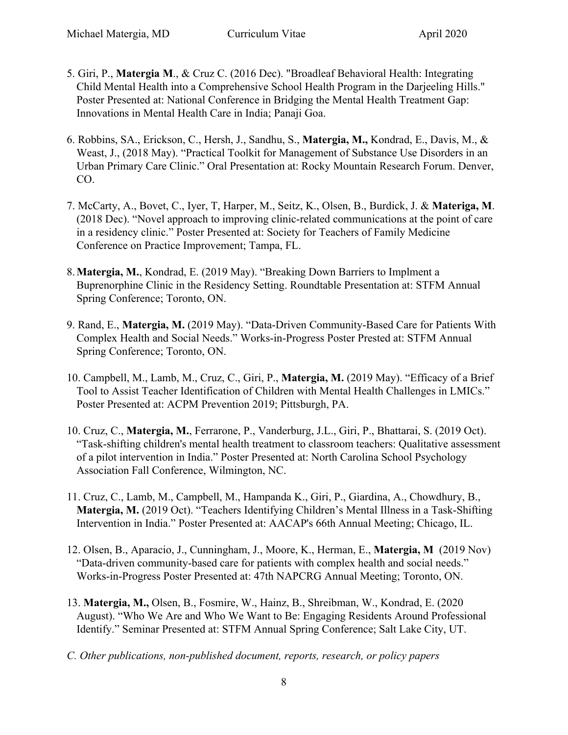5. Giri, P., **Matergia M**., & Cruz C. (2016 Dec). "Broadleaf Behavioral Health: Integrating Child Mental Health into a Comprehensive School Health Program in the Darjeeling Hills." Poster Presented at: National Conference in Bridging the Mental Health Treatment Gap: Innovations in Mental Health Care in India; Panaji Goa.

6. Robbins, SA., Erickson, C., Hersh, J., Sandhu, S., **Matergia, M.,** Kondrad, E., Davis, M., & Weast, J., (2018 May). "Practical Toolkit for Management of Substance Use Disorders in an Urban Primary Care Clinic." Oral Presentation at: Rocky Mountain Research Forum. Denver, CO.

7. McCarty, A., Bovet, C., Iyer, T, Harper, M., Seitz, K., Olsen, B., Burdick, J. & **Materiga, M**. (2018 Dec). "Novel approach to improving clinic-related communications at the point of care in a residency clinic." Poster Presented at: Society for Teachers of Family Medicine Conference on Practice Improvement; Tampa, FL.

8. **Matergia, M.**, Kondrad, E. (2019 May). "Breaking Down Barriers to Implment a Buprenorphine Clinic in the Residency Setting. Roundtable Presentation at: STFM Annual Spring Conference; Toronto, ON.

9. Rand, E., **Matergia, M.** (2019 May). "Data-Driven Community-Based Care for Patients With Complex Health and Social Needs." Works-in-Progress Poster Prested at: STFM Annual Spring Conference; Toronto, ON.

10. Campbell, M., Lamb, M., Cruz, C., Giri, P., **Matergia, M.** (2019 May). "Efficacy of a Brief Tool to Assist Teacher Identification of Children with Mental Health Challenges in LMICs." Poster Presented at: ACPM Prevention 2019; Pittsburgh, PA.

10. Cruz, C., **Matergia, M.**, Ferrarone, P., Vanderburg, J.L., Giri, P., Bhattarai, S. (2019 Oct). "Task-shifting children's mental health treatment to classroom teachers: Qualitative assessment of a pilot intervention in India." Poster Presented at: North Carolina School Psychology Association Fall Conference, Wilmington, NC.

11. Cruz, C., Lamb, M., Campbell, M., Hampanda K., Giri, P., Giardina, A., Chowdhury, B., **Matergia, M.** (2019 Oct). "Teachers Identifying Children's Mental Illness in a Task-Shifting Intervention in India." Poster Presented at: AACAP's 66th Annual Meeting; Chicago, IL.

12. Olsen, B., Aparacio, J., Cunningham, J., Moore, K., Herman, E., **Matergia, M** (2019 Nov) "Data-driven community-based care for patients with complex health and social needs." Works-in-Progress Poster Presented at: 47th NAPCRG Annual Meeting; Toronto, ON.

13. **Matergia, M.,** Olsen, B., Fosmire, W., Hainz, B., Shreibman, W., Kondrad, E. (2020 August). "Who We Are and Who We Want to Be: Engaging Residents Around Professional Identify." Seminar Presented at: STFM Annual Spring Conference; Salt Lake City, UT.

*C. Other publications, non-published document, reports, research, or policy papers*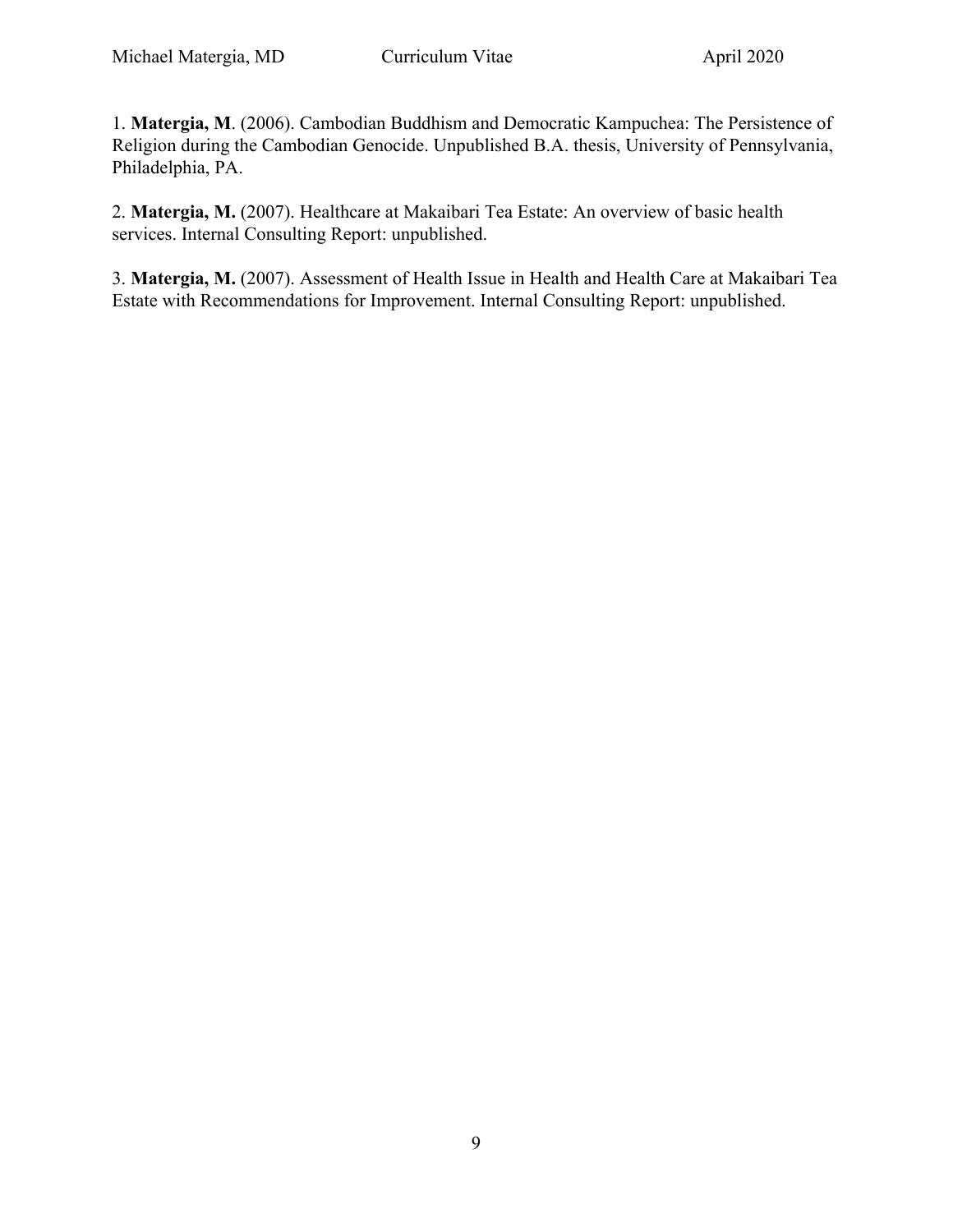1. **Matergia, M**. (2006). Cambodian Buddhism and Democratic Kampuchea: The Persistence of Religion during the Cambodian Genocide. Unpublished B.A. thesis, University of Pennsylvania, Philadelphia, PA.

2. **Matergia, M.** (2007). Healthcare at Makaibari Tea Estate: An overview of basic health services. Internal Consulting Report: unpublished.

3. **Matergia, M.** (2007). Assessment of Health Issue in Health and Health Care at Makaibari Tea Estate with Recommendations for Improvement. Internal Consulting Report: unpublished.